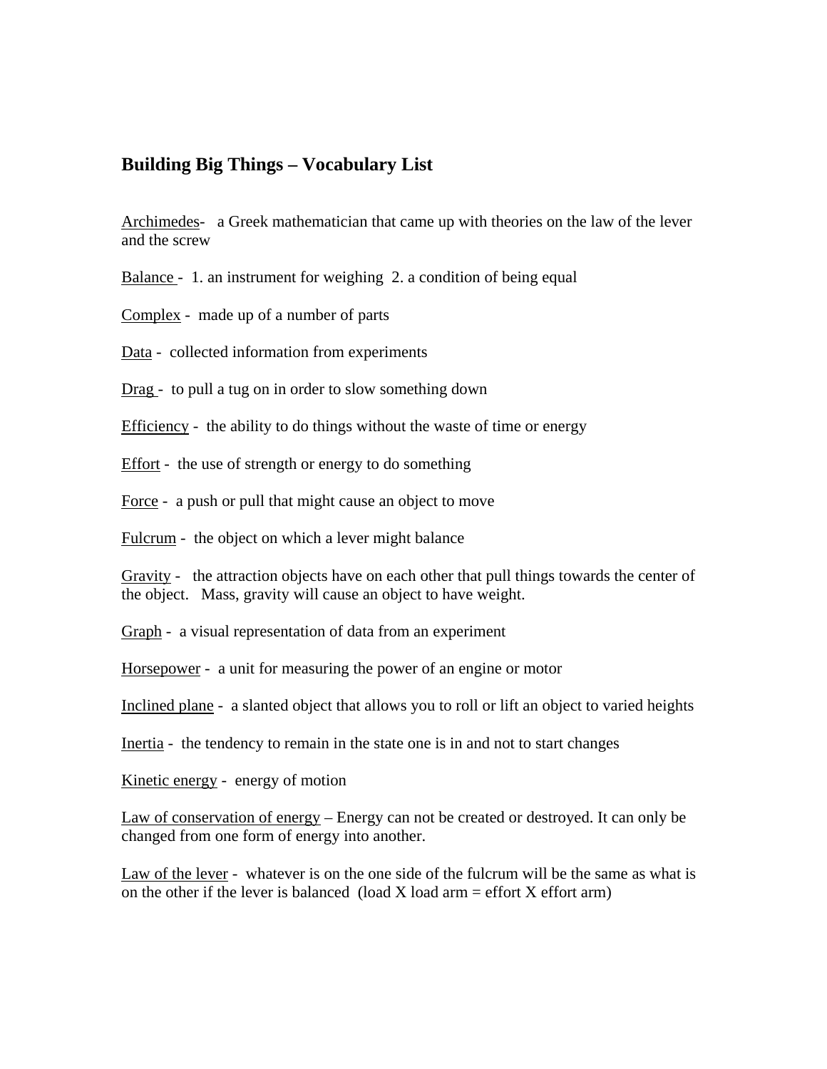# Building Big Things – Vocabulary List

Archimedes- a Greek mathematician that came up with theories on the law of the lever and the screw

Balance - 1. an instrument for weighing 2. a condition of being equal

Complex - made up of a number of parts

Data - collected information from experiments

Drag - to pull a tug on in order to slow something down

Efficiency - the ability to do things without the waste of time or energy

Effort - the use of strength or energy to do something

Force - a push or pull that might cause an object to move

Fulcrum - the object on which a lever might balance

Gravity - the attraction objects have on each other that pull things towards the center of the object. Mass, gravity will cause an object to have weight.

Graph - a visual representation of data from an experiment

Horsepower - a unit for measuring the power of an engine or motor

Inclined plane - a slanted object that allows you to roll or lift an object to varied heights

Inertia - the tendency to remain in the state one is in and not to start changes

Kinetic energy - energy of motion

Law of conservation of energy – Energy can not be created or destroyed. It can only be changed from one form of energy into another.

Law of the lever - whatever is on the one side of the fulcrum will be the same as what is on the other if the lever is balanced (load X load arm = effort X effort arm)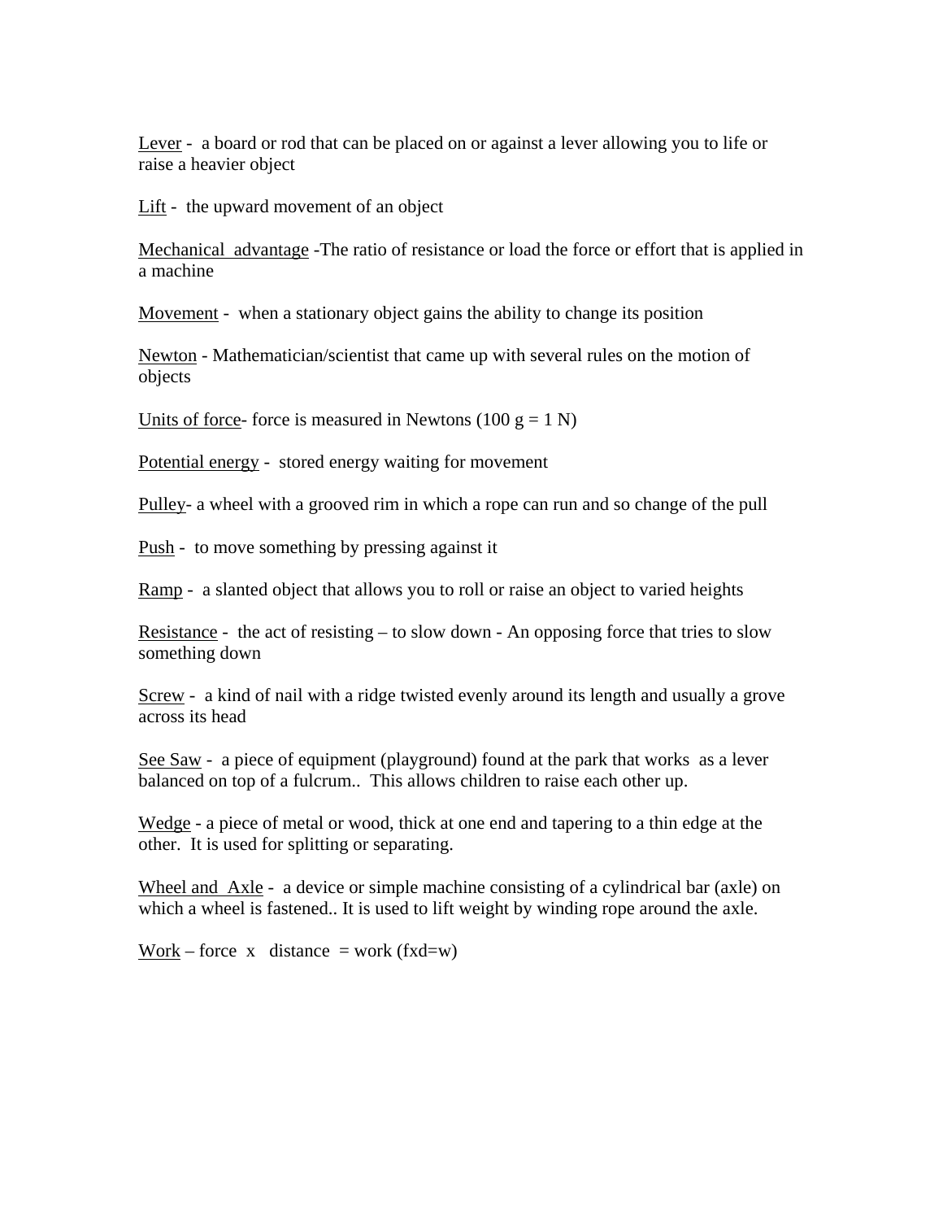Lever -  a board or rod that can be placed on or against a lever allowing you to life or raise a heavier object

Lift -  the upward movement of an object

Mechanical  advantage -The ratio of resistance or load the force or effort that is applied in a machine

Movement -  when a stationary object gains the ability to change its position

Newton - Mathematician/scientist that came up with several rules on the motion of objects

Units of force- force is measured in Newtons (100 g = 1 N)

Potential energy -  stored energy waiting for movement

Pulley- a wheel with a grooved rim in which a rope can run and so change of the pull

Push -  to move something by pressing against it

Ramp -  a slanted object that allows you to roll or raise an object to varied heights

Resistance -  the act of resisting – to slow down - An opposing force that tries to slow something down

Screw -  a kind of nail with a ridge twisted evenly around its length and usually a grove across its head

See Saw -  a piece of equipment (playground) found at the park that works  as a lever balanced on top of a fulcrum..  This allows children to raise each other up.

Wedge - a piece of metal or wood, thick at one end and tapering to a thin edge at the other.  It is used for splitting or separating.

Wheel and  Axle -  a device or simple machine consisting of a cylindrical bar (axle) on which a wheel is fastened.. It is used to lift weight by winding rope around the axle.

Work – force  x   distance  = work (fxd=w)